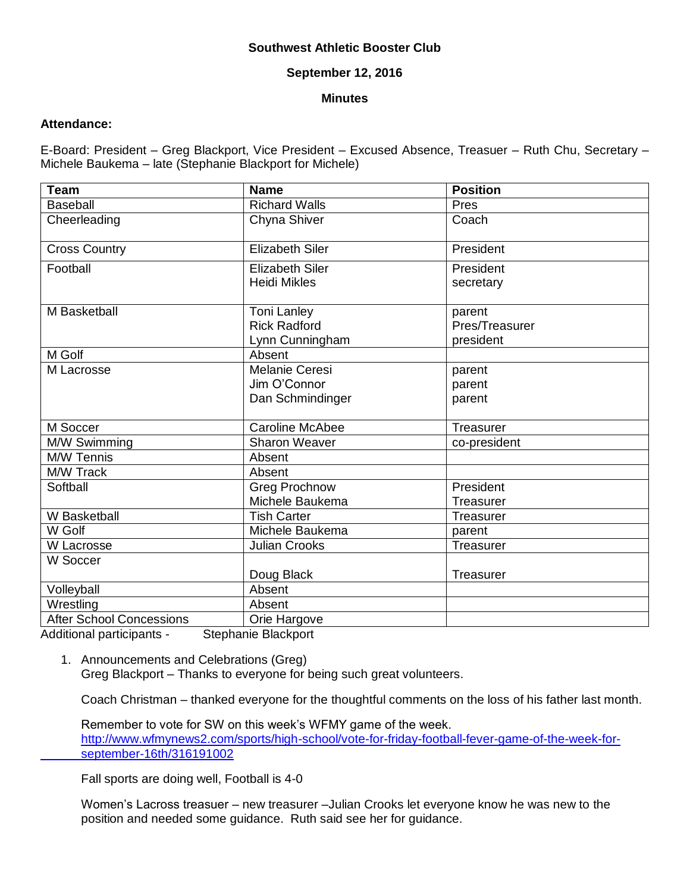**Southwest Athletic Booster Club**

**September 12, 2016**

**Minutes**

**Attendance:**

E-Board: President – Greg Blackport, Vice President – Excused Absence, Treasuer – Ruth Chu, Secretary – Michele Baukema – late (Stephanie Blackport for Michele)

| Team | Name | Position |
|---|---|---|
| Baseball | Richard Walls | Pres |
| Cheerleading | Chyna Shiver | Coach |
| Cross Country | Elizabeth Siler | President |
| Football | Elizabeth Siler<br>Heidi Mikles | President<br>secretary |
| M Basketball | Toni Lanley<br>Rick Radford<br>Lynn Cunningham | parent<br>Pres/Treasurer<br>president |
| M Golf | Absent | |
| M Lacrosse | Melanie Ceresi<br>Jim O'Connor<br>Dan Schmindinger | parent<br>parent<br>parent |
| M Soccer | Caroline McAbee | Treasurer |
| M/W Swimming | Sharon Weaver | co-president |
| M/W Tennis | Absent | |
| M/W Track | Absent | |
| Softball | Greg Prochnow<br>Michele Baukema | President<br>Treasurer |
| W Basketball | Tish Carter | Treasurer |
| W Golf | Michele Baukema | parent |
| W Lacrosse | Julian Crooks | Treasurer |
| W Soccer | Doug Black | Treasurer |
| Volleyball | Absent | |
| Wrestling | Absent | |
| After School Concessions | Orie Hargove | |

Additional participants - Stephanie Blackport

1. Announcements and Celebrations (Greg)
   Greg Blackport – Thanks to everyone for being such great volunteers.

   Coach Christman – thanked everyone for the thoughtful comments on the loss of his father last month.

   Remember to vote for SW on this week's WFMY game of the week.
   http://www.wfmynews2.com/sports/high-school/vote-for-friday-football-fever-game-of-the-week-for-september-16th/316191002

   Fall sports are doing well, Football is 4-0

   Women's Lacross treasurer – new treasurer –Julian Crooks let everyone know he was new to the position and needed some guidance. Ruth said see her for guidance.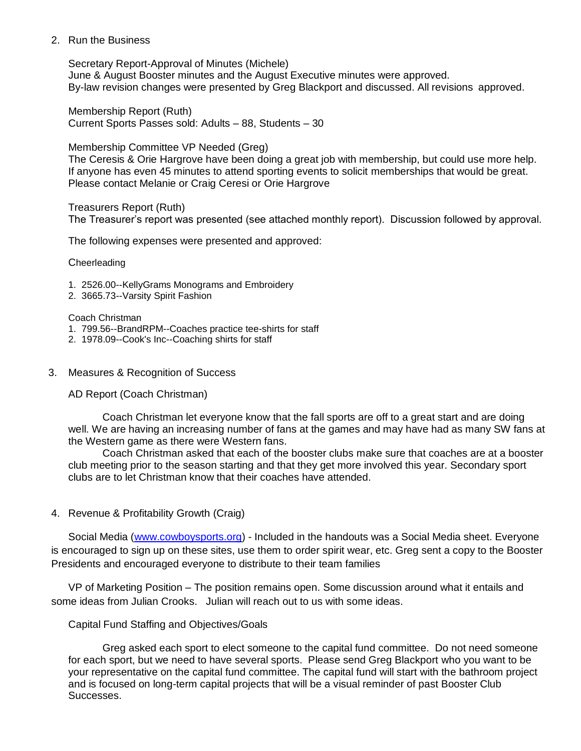2. Run the Business

   Secretary Report-Approval of Minutes (Michele)
   June & August Booster minutes and the August Executive minutes were approved.
   By-law revision changes were presented by Greg Blackport and discussed. All revisions approved.

   Membership Report (Ruth)
   Current Sports Passes sold: Adults – 88, Students – 30

   Membership Committee VP Needed (Greg)
   The Ceresis & Orie Hargrove have been doing a great job with membership, but could use more help. If anyone has even 45 minutes to attend sporting events to solicit memberships that would be great. Please contact Melanie or Craig Ceresi or Orie Hargrove

   Treasurers Report (Ruth)
   The Treasurer's report was presented (see attached monthly report). Discussion followed by approval.

   The following expenses were presented and approved:

   Cheerleading

   1. 2526.00--KellyGrams Monograms and Embroidery
   2. 3665.73--Varsity Spirit Fashion

   Coach Christman

   1. 799.56--BrandRPM--Coaches practice tee-shirts for staff
   2. 1978.09--Cook's Inc--Coaching shirts for staff

3. Measures & Recognition of Success

   AD Report (Coach Christman)

   Coach Christman let everyone know that the fall sports are off to a great start and are doing well. We are having an increasing number of fans at the games and may have had as many SW fans at the Western game as there were Western fans.

   Coach Christman asked that each of the booster clubs make sure that coaches are at a booster club meeting prior to the season starting and that they get more involved this year. Secondary sport clubs are to let Christman know that their coaches have attended.

4. Revenue & Profitability Growth (Craig)

   Social Media ([www.cowboysports.org](www.cowboysports.org)) - Included in the handouts was a Social Media sheet. Everyone is encouraged to sign up on these sites, use them to order spirit wear, etc. Greg sent a copy to the Booster Presidents and encouraged everyone to distribute to their team families

   VP of Marketing Position – The position remains open. Some discussion around what it entails and some ideas from Julian Crooks. Julian will reach out to us with some ideas.

   Capital Fund Staffing and Objectives/Goals

   Greg asked each sport to elect someone to the capital fund committee. Do not need someone for each sport, but we need to have several sports. Please send Greg Blackport who you want to be your representative on the capital fund committee. The capital fund will start with the bathroom project and is focused on long-term capital projects that will be a visual reminder of past Booster Club Successes.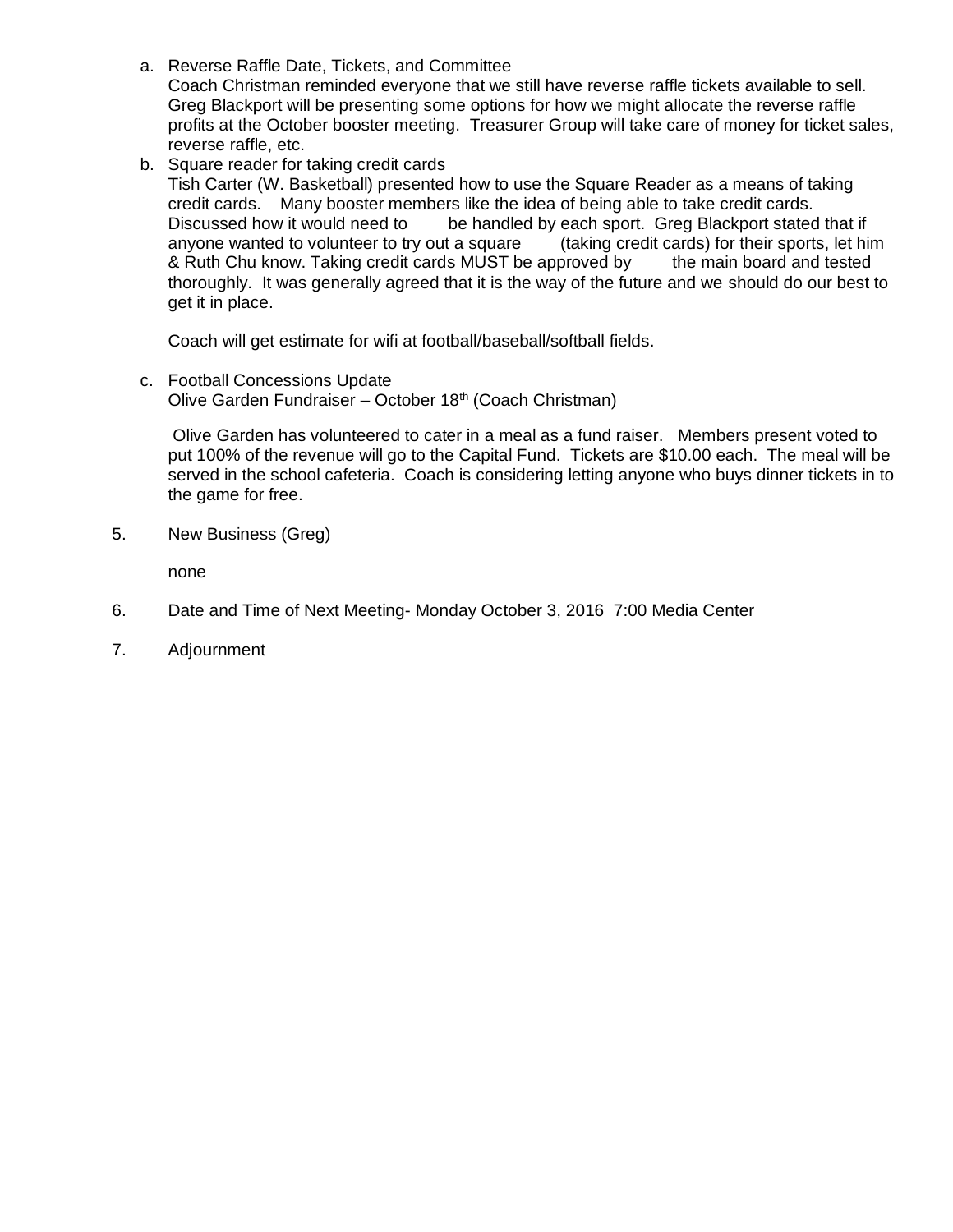a. Reverse Raffle Date, Tickets, and Committee
   Coach Christman reminded everyone that we still have reverse raffle tickets available to sell. Greg Blackport will be presenting some options for how we might allocate the reverse raffle profits at the October booster meeting. Treasurer Group will take care of money for ticket sales, reverse raffle, etc.

b. Square reader for taking credit cards
   Tish Carter (W. Basketball) presented how to use the Square Reader as a means of taking credit cards. Many booster members like the idea of being able to take credit cards. Discussed how it would need to be handled by each sport. Greg Blackport stated that if anyone wanted to volunteer to try out a square (taking credit cards) for their sports, let him & Ruth Chu know. Taking credit cards MUST be approved by the main board and tested thoroughly. It was generally agreed that it is the way of the future and we should do our best to get it in place.

   Coach will get estimate for wifi at football/baseball/softball fields.

c. Football Concessions Update
   Olive Garden Fundraiser – October 18th (Coach Christman)

   Olive Garden has volunteered to cater in a meal as a fund raiser. Members present voted to put 100% of the revenue will go to the Capital Fund. Tickets are $10.00 each. The meal will be served in the school cafeteria. Coach is considering letting anyone who buys dinner tickets in to the game for free.

5. New Business (Greg)

   none

6. Date and Time of Next Meeting- Monday October 3, 2016 7:00 Media Center

7. Adjournment